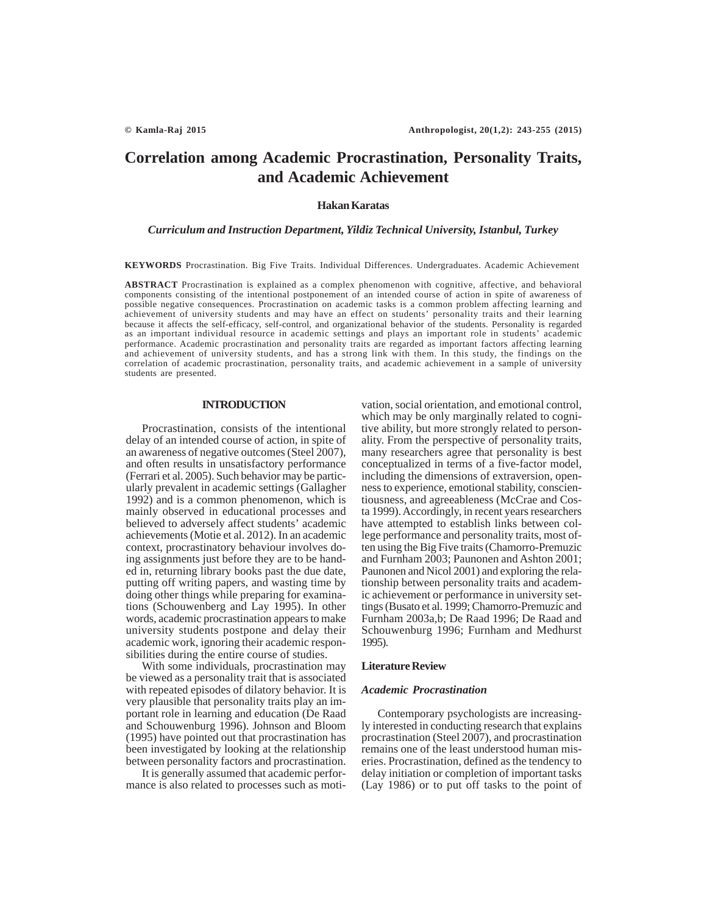# Correlation among Academic Procrastination, Personality Traits, and Academic Achievement

**Hakan Karatas**

***Curriculum and Instruction Department, Yildiz Technical University, Istanbul, Turkey***

**KEYWORDS** Procrastination. Big Five Traits. Individual Differences. Undergraduates. Academic Achievement

**ABSTRACT** Procrastination is explained as a complex phenomenon with cognitive, affective, and behavioral components consisting of the intentional postponement of an intended course of action in spite of awareness of possible negative consequences. Procrastination on academic tasks is a common problem affecting learning and achievement of university students and may have an effect on students' personality traits and their learning because it affects the self-efficacy, self-control, and organizational behavior of the students. Personality is regarded as an important individual resource in academic settings and plays an important role in students' academic performance. Academic procrastination and personality traits are regarded as important factors affecting learning and achievement of university students, and has a strong link with them. In this study, the findings on the correlation of academic procrastination, personality traits, and academic achievement in a sample of university students are presented.

## INTRODUCTION

Procrastination, consists of the intentional delay of an intended course of action, in spite of an awareness of negative outcomes (Steel 2007), and often results in unsatisfactory performance (Ferrari et al. 2005). Such behavior may be particularly prevalent in academic settings (Gallagher 1992) and is a common phenomenon, which is mainly observed in educational processes and believed to adversely affect students' academic achievements (Motie et al. 2012). In an academic context, procrastinatory behaviour involves doing assignments just before they are to be handed in, returning library books past the due date, putting off writing papers, and wasting time by doing other things while preparing for examinations (Schouwenberg and Lay 1995). In other words, academic procrastination appears to make university students postpone and delay their academic work, ignoring their academic responsibilities during the entire course of studies.

With some individuals, procrastination may be viewed as a personality trait that is associated with repeated episodes of dilatory behavior. It is very plausible that personality traits play an important role in learning and education (De Raad and Schouwenburg 1996). Johnson and Bloom (1995) have pointed out that procrastination has been investigated by looking at the relationship between personality factors and procrastination.

It is generally assumed that academic performance is also related to processes such as motivation, social orientation, and emotional control, which may be only marginally related to cognitive ability, but more strongly related to personality. From the perspective of personality traits, many researchers agree that personality is best conceptualized in terms of a five-factor model, including the dimensions of extraversion, openness to experience, emotional stability, conscientiousness, and agreeableness (McCrae and Costa 1999). Accordingly, in recent years researchers have attempted to establish links between college performance and personality traits, most often using the Big Five traits (Chamorro-Premuzic and Furnham 2003; Paunonen and Ashton 2001; Paunonen and Nicol 2001) and exploring the relationship between personality traits and academic achievement or performance in university settings (Busato et al. 1999; Chamorro-Premuzic and Furnham 2003a,b; De Raad 1996; De Raad and Schouwenburg 1996; Furnham and Medhurst 1995).

### Literature Review

#### *Academic Procrastination*

Contemporary psychologists are increasingly interested in conducting research that explains procrastination (Steel 2007), and procrastination remains one of the least understood human miseries. Procrastination, defined as the tendency to delay initiation or completion of important tasks (Lay 1986) or to put off tasks to the point of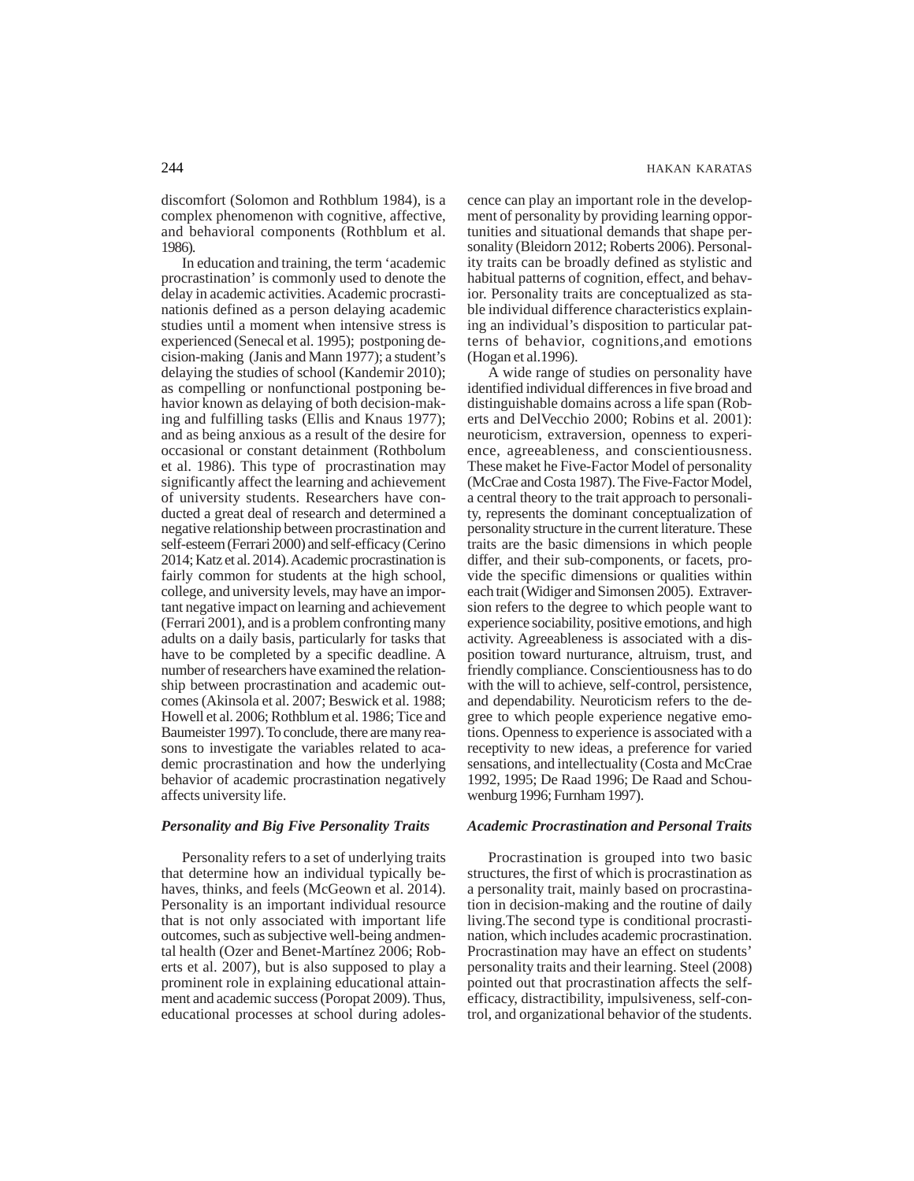discomfort (Solomon and Rothblum 1984), is a complex phenomenon with cognitive, affective, and behavioral components (Rothblum et al. 1986).

In education and training, the term 'academic procrastination' is commonly used to denote the delay in academic activities. Academic procrastinationis defined as a person delaying academic studies until a moment when intensive stress is experienced (Senecal et al. 1995); postponing decision-making (Janis and Mann 1977); a student's delaying the studies of school (Kandemir 2010); as compelling or nonfunctional postponing behavior known as delaying of both decision-making and fulfilling tasks (Ellis and Knaus 1977); and as being anxious as a result of the desire for occasional or constant detainment (Rothbolum et al. 1986). This type of procrastination may significantly affect the learning and achievement of university students. Researchers have conducted a great deal of research and determined a negative relationship between procrastination and self-esteem (Ferrari 2000) and self-efficacy (Cerino 2014; Katz et al. 2014). Academic procrastination is fairly common for students at the high school, college, and university levels, may have an important negative impact on learning and achievement (Ferrari 2001), and is a problem confronting many adults on a daily basis, particularly for tasks that have to be completed by a specific deadline. A number of researchers have examined the relationship between procrastination and academic outcomes (Akinsola et al. 2007; Beswick et al. 1988; Howell et al. 2006; Rothblum et al. 1986; Tice and Baumeister 1997). To conclude, there are many reasons to investigate the variables related to academic procrastination and how the underlying behavior of academic procrastination negatively affects university life.

### *Personality and Big Five Personality Traits*

Personality refers to a set of underlying traits that determine how an individual typically behaves, thinks, and feels (McGeown et al. 2014). Personality is an important individual resource that is not only associated with important life outcomes, such as subjective well-being andmental health (Ozer and Benet-Martínez 2006; Roberts et al. 2007), but is also supposed to play a prominent role in explaining educational attainment and academic success (Poropat 2009). Thus, educational processes at school during adolescence can play an important role in the development of personality by providing learning opportunities and situational demands that shape personality (Bleidorn 2012; Roberts 2006). Personality traits can be broadly defined as stylistic and habitual patterns of cognition, effect, and behavior. Personality traits are conceptualized as stable individual difference characteristics explaining an individual's disposition to particular patterns of behavior, cognitions,and emotions (Hogan et al.1996).

A wide range of studies on personality have identified individual differences in five broad and distinguishable domains across a life span (Roberts and DelVecchio 2000; Robins et al. 2001): neuroticism, extraversion, openness to experience, agreeableness, and conscientiousness. These maket he Five-Factor Model of personality (McCrae and Costa 1987). The Five-Factor Model, a central theory to the trait approach to personality, represents the dominant conceptualization of personality structure in the current literature. These traits are the basic dimensions in which people differ, and their sub-components, or facets, provide the specific dimensions or qualities within each trait (Widiger and Simonsen 2005). Extraversion refers to the degree to which people want to experience sociability, positive emotions, and high activity. Agreeableness is associated with a disposition toward nurturance, altruism, trust, and friendly compliance. Conscientiousness has to do with the will to achieve, self-control, persistence, and dependability. Neuroticism refers to the degree to which people experience negative emotions. Openness to experience is associated with a receptivity to new ideas, a preference for varied sensations, and intellectuality (Costa and McCrae 1992, 1995; De Raad 1996; De Raad and Schouwenburg 1996; Furnham 1997).

### *Academic Procrastination and Personal Traits*

Procrastination is grouped into two basic structures, the first of which is procrastination as a personality trait, mainly based on procrastination in decision-making and the routine of daily living.The second type is conditional procrastination, which includes academic procrastination. Procrastination may have an effect on students' personality traits and their learning. Steel (2008) pointed out that procrastination affects the self-efficacy, distractibility, impulsiveness, self-control, and organizational behavior of the students.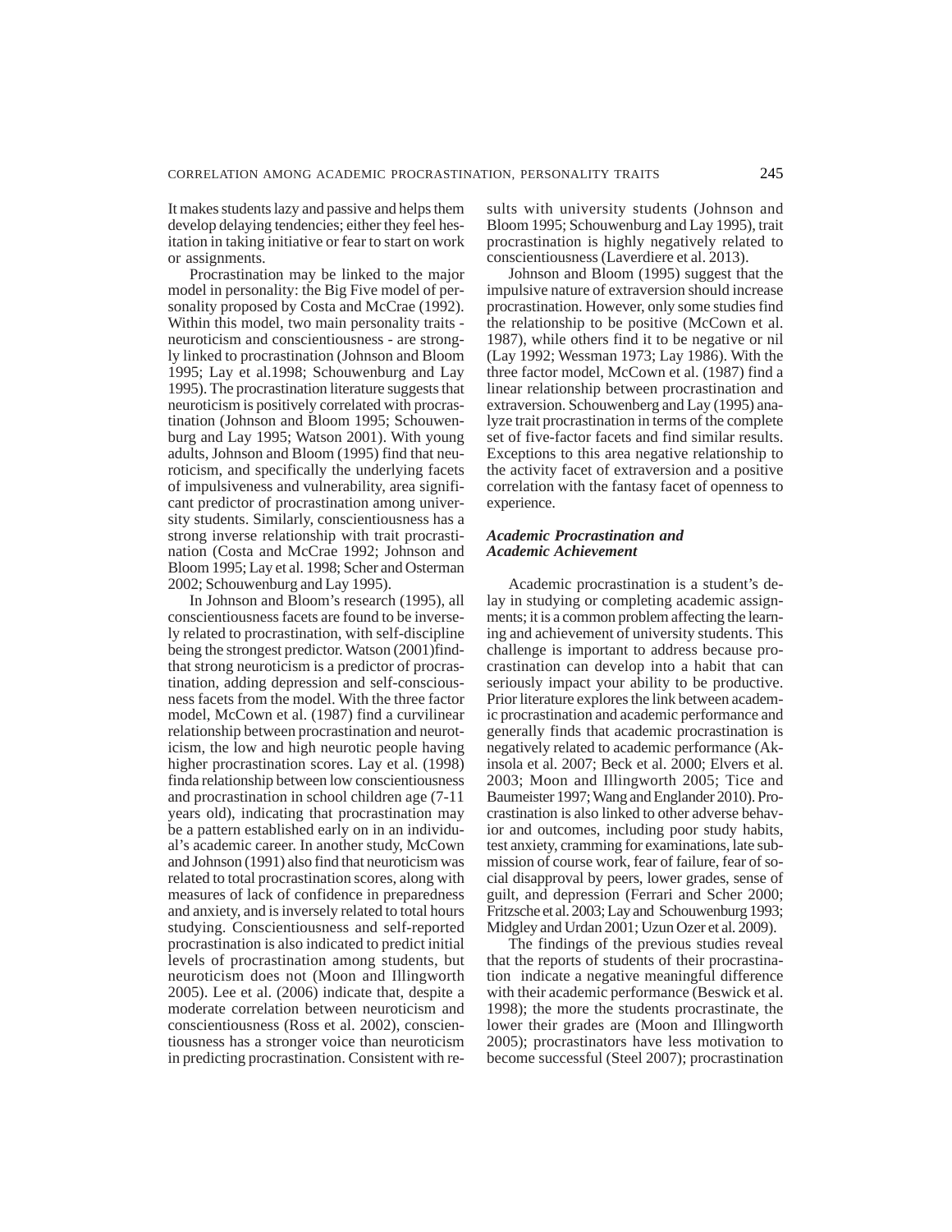It makes students lazy and passive and helps them develop delaying tendencies; either they feel hesitation in taking initiative or fear to start on work or assignments.

Procrastination may be linked to the major model in personality: the Big Five model of personality proposed by Costa and McCrae (1992). Within this model, two main personality traits - neuroticism and conscientiousness - are strongly linked to procrastination (Johnson and Bloom 1995; Lay et al.1998; Schouwenburg and Lay 1995). The procrastination literature suggests that neuroticism is positively correlated with procrastination (Johnson and Bloom 1995; Schouwenburg and Lay 1995; Watson 2001). With young adults, Johnson and Bloom (1995) find that neuroticism, and specifically the underlying facets of impulsiveness and vulnerability, area significant predictor of procrastination among university students. Similarly, conscientiousness has a strong inverse relationship with trait procrastination (Costa and McCrae 1992; Johnson and Bloom 1995; Lay et al. 1998; Scher and Osterman 2002; Schouwenburg and Lay 1995).

In Johnson and Bloom's research (1995), all conscientiousness facets are found to be inversely related to procrastination, with self-discipline being the strongest predictor. Watson (2001)findthat strong neuroticism is a predictor of procrastination, adding depression and self-consciousness facets from the model. With the three factor model, McCown et al. (1987) find a curvilinear relationship between procrastination and neuroticism, the low and high neurotic people having higher procrastination scores. Lay et al. (1998) finda relationship between low conscientiousness and procrastination in school children age (7-11 years old), indicating that procrastination may be a pattern established early on in an individual's academic career. In another study, McCown and Johnson (1991) also find that neuroticism was related to total procrastination scores, along with measures of lack of confidence in preparedness and anxiety, and is inversely related to total hours studying. Conscientiousness and self-reported procrastination is also indicated to predict initial levels of procrastination among students, but neuroticism does not (Moon and Illingworth 2005). Lee et al. (2006) indicate that, despite a moderate correlation between neuroticism and conscientiousness (Ross et al. 2002), conscientiousness has a stronger voice than neuroticism in predicting procrastination. Consistent with results with university students (Johnson and Bloom 1995; Schouwenburg and Lay 1995), trait procrastination is highly negatively related to conscientiousness (Laverdiere et al. 2013).

Johnson and Bloom (1995) suggest that the impulsive nature of extraversion should increase procrastination. However, only some studies find the relationship to be positive (McCown et al. 1987), while others find it to be negative or nil (Lay 1992; Wessman 1973; Lay 1986). With the three factor model, McCown et al. (1987) find a linear relationship between procrastination and extraversion. Schouwenberg and Lay (1995) analyze trait procrastination in terms of the complete set of five-factor facets and find similar results. Exceptions to this area negative relationship to the activity facet of extraversion and a positive correlation with the fantasy facet of openness to experience.

### *Academic Procrastination and Academic Achievement*

Academic procrastination is a student's delay in studying or completing academic assignments; it is a common problem affecting the learning and achievement of university students. This challenge is important to address because procrastination can develop into a habit that can seriously impact your ability to be productive. Prior literature explores the link between academic procrastination and academic performance and generally finds that academic procrastination is negatively related to academic performance (Akinsola et al. 2007; Beck et al. 2000; Elvers et al. 2003; Moon and Illingworth 2005; Tice and Baumeister 1997; Wang and Englander 2010). Procrastination is also linked to other adverse behavior and outcomes, including poor study habits, test anxiety, cramming for examinations, late submission of course work, fear of failure, fear of social disapproval by peers, lower grades, sense of guilt, and depression (Ferrari and Scher 2000; Fritzsche et al. 2003; Lay and Schouwenburg 1993; Midgley and Urdan 2001; Uzun Ozer et al. 2009).

The findings of the previous studies reveal that the reports of students of their procrastination indicate a negative meaningful difference with their academic performance (Beswick et al. 1998); the more the students procrastinate, the lower their grades are (Moon and Illingworth 2005); procrastinators have less motivation to become successful (Steel 2007); procrastination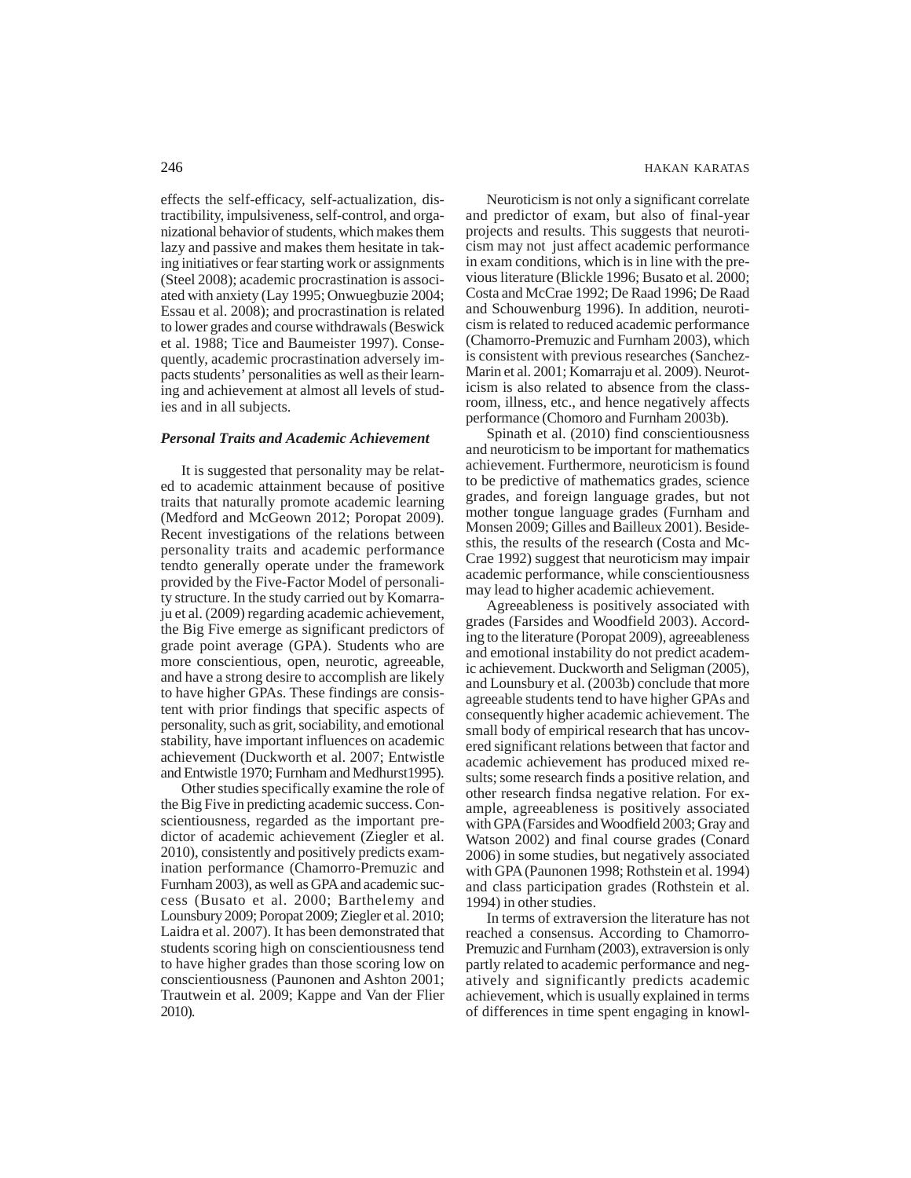effects the self-efficacy, self-actualization, distractibility, impulsiveness, self-control, and organizational behavior of students, which makes them lazy and passive and makes them hesitate in taking initiatives or fear starting work or assignments (Steel 2008); academic procrastination is associated with anxiety (Lay 1995; Onwuegbuzie 2004; Essau et al. 2008); and procrastination is related to lower grades and course withdrawals (Beswick et al. 1988; Tice and Baumeister 1997). Consequently, academic procrastination adversely impacts students' personalities as well as their learning and achievement at almost all levels of studies and in all subjects.

### *Personal Traits and Academic Achievement*

It is suggested that personality may be related to academic attainment because of positive traits that naturally promote academic learning (Medford and McGeown 2012; Poropat 2009). Recent investigations of the relations between personality traits and academic performance tendto generally operate under the framework provided by the Five-Factor Model of personality structure. In the study carried out by Komarraju et al. (2009) regarding academic achievement, the Big Five emerge as significant predictors of grade point average (GPA). Students who are more conscientious, open, neurotic, agreeable, and have a strong desire to accomplish are likely to have higher GPAs. These findings are consistent with prior findings that specific aspects of personality, such as grit, sociability, and emotional stability, have important influences on academic achievement (Duckworth et al. 2007; Entwistle and Entwistle 1970; Furnham and Medhurst1995).

Other studies specifically examine the role of the Big Five in predicting academic success. Conscientiousness, regarded as the important predictor of academic achievement (Ziegler et al. 2010), consistently and positively predicts examination performance (Chamorro-Premuzic and Furnham 2003), as well as GPA and academic success (Busato et al. 2000; Barthelemy and Lounsbury 2009; Poropat 2009; Ziegler et al. 2010; Laidra et al. 2007). It has been demonstrated that students scoring high on conscientiousness tend to have higher grades than those scoring low on conscientiousness (Paunonen and Ashton 2001; Trautwein et al. 2009; Kappe and Van der Flier 2010).

Neuroticism is not only a significant correlate and predictor of exam, but also of final-year projects and results. This suggests that neuroticism may not just affect academic performance in exam conditions, which is in line with the previous literature (Blickle 1996; Busato et al. 2000; Costa and McCrae 1992; De Raad 1996; De Raad and Schouwenburg 1996). In addition, neuroticism is related to reduced academic performance (Chamorro-Premuzic and Furnham 2003), which is consistent with previous researches (Sanchez-Marin et al. 2001; Komarraju et al. 2009). Neuroticism is also related to absence from the classroom, illness, etc., and hence negatively affects performance (Chomoro and Furnham 2003b).

Spinath et al. (2010) find conscientiousness and neuroticism to be important for mathematics achievement. Furthermore, neuroticism is found to be predictive of mathematics grades, science grades, and foreign language grades, but not mother tongue language grades (Furnham and Monsen 2009; Gilles and Bailleux 2001). Besidesthis, the results of the research (Costa and McCrae 1992) suggest that neuroticism may impair academic performance, while conscientiousness may lead to higher academic achievement.

Agreeableness is positively associated with grades (Farsides and Woodfield 2003). According to the literature (Poropat 2009), agreeableness and emotional instability do not predict academic achievement. Duckworth and Seligman (2005), and Lounsbury et al. (2003b) conclude that more agreeable students tend to have higher GPAs and consequently higher academic achievement. The small body of empirical research that has uncovered significant relations between that factor and academic achievement has produced mixed results; some research finds a positive relation, and other research findsa negative relation. For example, agreeableness is positively associated with GPA (Farsides and Woodfield 2003; Gray and Watson 2002) and final course grades (Conard 2006) in some studies, but negatively associated with GPA (Paunonen 1998; Rothstein et al. 1994) and class participation grades (Rothstein et al. 1994) in other studies.

In terms of extraversion the literature has not reached a consensus. According to Chamorro-Premuzic and Furnham (2003), extraversion is only partly related to academic performance and negatively and significantly predicts academic achievement, which is usually explained in terms of differences in time spent engaging in knowl-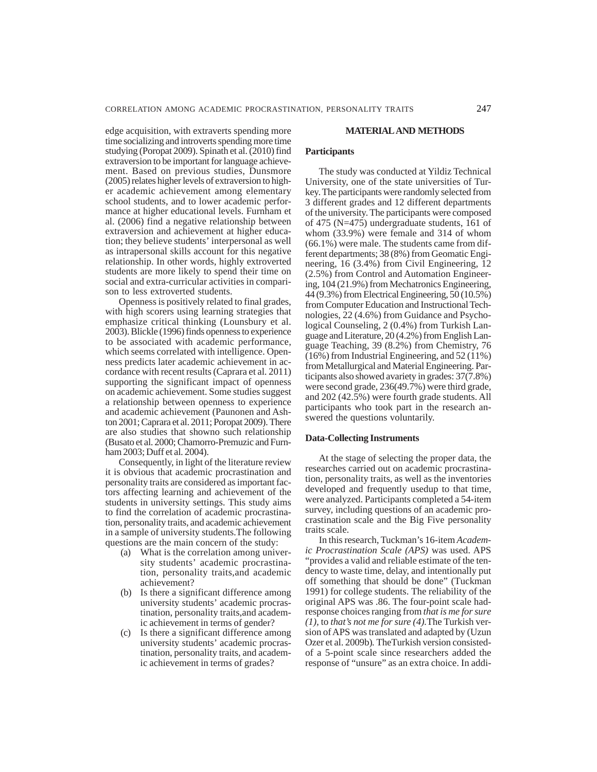edge acquisition, with extraverts spending more time socializing and introverts spending more time studying (Poropat 2009). Spinath et al. (2010) find extraversion to be important for language achievement. Based on previous studies, Dunsmore (2005) relates higher levels of extraversion to higher academic achievement among elementary school students, and to lower academic performance at higher educational levels. Furnham et al. (2006) find a negative relationship between extraversion and achievement at higher education; they believe students' interpersonal as well as intrapersonal skills account for this negative relationship. In other words, highly extroverted students are more likely to spend their time on social and extra-curricular activities in comparison to less extroverted students.

Openness is positively related to final grades, with high scorers using learning strategies that emphasize critical thinking (Lounsbury et al. 2003). Blickle (1996) finds openness to experience to be associated with academic performance, which seems correlated with intelligence. Openness predicts later academic achievement in accordance with recent results (Caprara et al. 2011) supporting the significant impact of openness on academic achievement. Some studies suggest a relationship between openness to experience and academic achievement (Paunonen and Ashton 2001; Caprara et al. 2011; Poropat 2009). There are also studies that showno such relationship (Busato et al. 2000; Chamorro-Premuzic and Furnham 2003; Duff et al. 2004).

Consequently, in light of the literature review it is obvious that academic procrastination and personality traits are considered as important factors affecting learning and achievement of the students in university settings. This study aims to find the correlation of academic procrastination, personality traits, and academic achievement in a sample of university students.The following questions are the main concern of the study:

(a) What is the correlation among university students' academic procrastination, personality traits,and academic achievement?
(b) Is there a significant difference among university students' academic procrastination, personality traits,and academic achievement in terms of gender?
(c) Is there a significant difference among university students' academic procrastination, personality traits, and academic achievement in terms of grades?

## MATERIAL AND METHODS

### Participants

The study was conducted at Yildiz Technical University, one of the state universities of Turkey. The participants were randomly selected from 3 different grades and 12 different departments of the university. The participants were composed of 475 (N=475) undergraduate students, 161 of whom (33.9%) were female and 314 of whom (66.1%) were male. The students came from different departments; 38 (8%) from Geomatic Engineering, 16 (3.4%) from Civil Engineering, 12 (2.5%) from Control and Automation Engineering, 104 (21.9%) from Mechatronics Engineering, 44 (9.3%) from Electrical Engineering, 50 (10.5%) from Computer Education and Instructional Technologies, 22 (4.6%) from Guidance and Psychological Counseling, 2 (0.4%) from Turkish Language and Literature, 20 (4.2%) from English Language Teaching, 39 (8.2%) from Chemistry, 76 (16%) from Industrial Engineering, and 52 (11%) from Metallurgical and Material Engineering. Participants also showed avariety in grades: 37(7.8%) were second grade, 236(49.7%) were third grade, and 202 (42.5%) were fourth grade students. All participants who took part in the research answered the questions voluntarily.

### Data-Collecting Instruments

At the stage of selecting the proper data, the researches carried out on academic procrastination, personality traits, as well as the inventories developed and frequently usedup to that time, were analyzed. Participants completed a 54-item survey, including questions of an academic procrastination scale and the Big Five personality traits scale.

In this research, Tuckman's 16-item *Academic Procrastination Scale (APS)* was used. APS "provides a valid and reliable estimate of the tendency to waste time, delay, and intentionally put off something that should be done" (Tuckman 1991) for college students. The reliability of the original APS was .86. The four-point scale hadresponse choices ranging from *that is me for sure (1)*, to *that's not me for sure (4)*.The Turkish version of APS was translated and adapted by (Uzun Ozer et al. 2009b). TheTurkish version consistedof a 5-point scale since researchers added the response of "unsure" as an extra choice. In addi-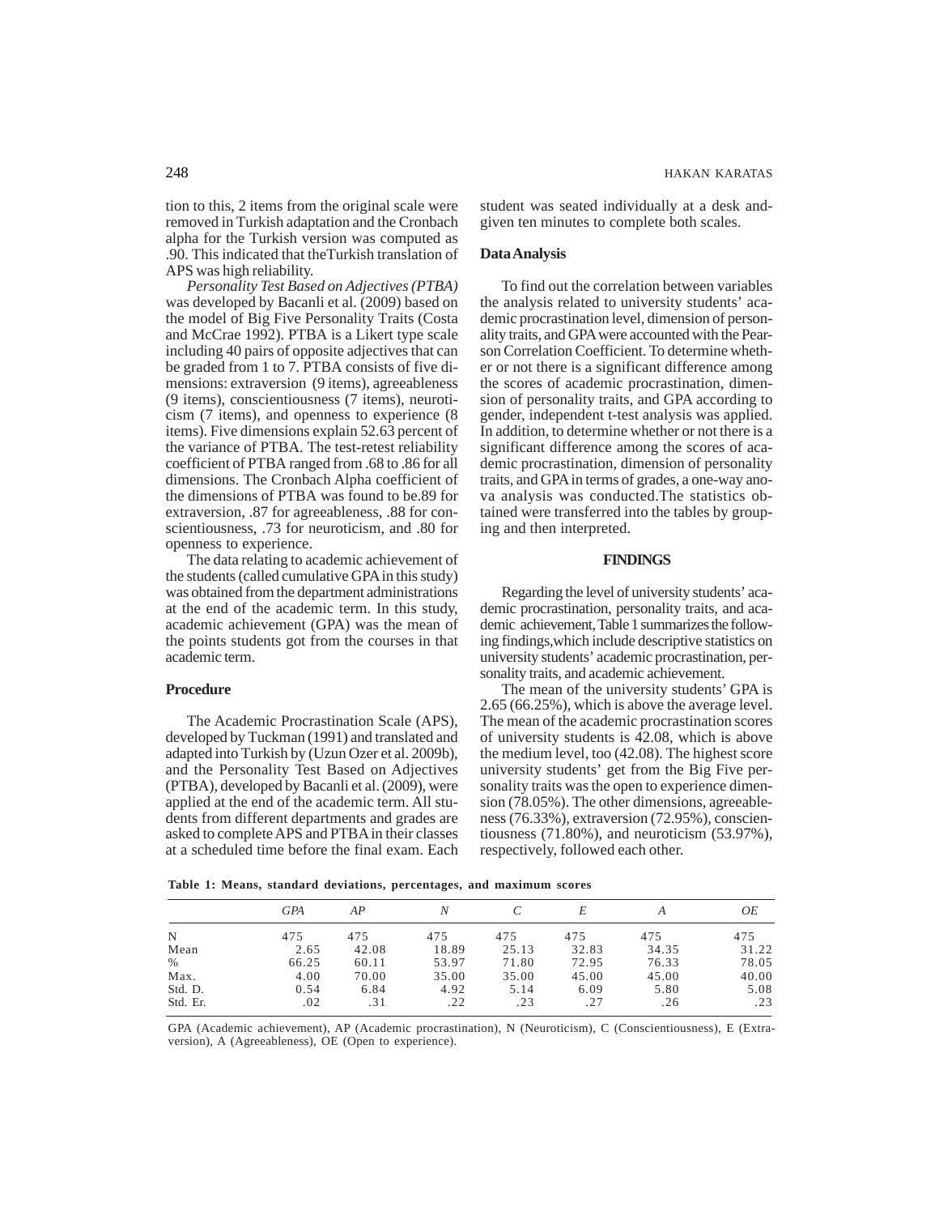tion to this, 2 items from the original scale were removed in Turkish adaptation and the Cronbach alpha for the Turkish version was computed as .90. This indicated that theTurkish translation of APS was high reliability.

*Personality Test Based on Adjectives (PTBA)* was developed by Bacanli et al. (2009) based on the model of Big Five Personality Traits (Costa and McCrae 1992). PTBA is a Likert type scale including 40 pairs of opposite adjectives that can be graded from 1 to 7. PTBA consists of five dimensions: extraversion (9 items), agreeableness (9 items), conscientiousness (7 items), neuroticism (7 items), and openness to experience (8 items). Five dimensions explain 52.63 percent of the variance of PTBA. The test-retest reliability coefficient of PTBA ranged from .68 to .86 for all dimensions. The Cronbach Alpha coefficient of the dimensions of PTBA was found to be.89 for extraversion, .87 for agreeableness, .88 for conscientiousness, .73 for neuroticism, and .80 for openness to experience.

The data relating to academic achievement of the students (called cumulative GPA in this study) was obtained from the department administrations at the end of the academic term. In this study, academic achievement (GPA) was the mean of the points students got from the courses in that academic term.

### Procedure

The Academic Procrastination Scale (APS), developed by Tuckman (1991) and translated and adapted into Turkish by (Uzun Ozer et al. 2009b), and the Personality Test Based on Adjectives (PTBA), developed by Bacanli et al. (2009), were applied at the end of the academic term. All students from different departments and grades are asked to complete APS and PTBA in their classes at a scheduled time before the final exam. Each student was seated individually at a desk andgiven ten minutes to complete both scales.

### Data Analysis

To find out the correlation between variables the analysis related to university students' academic procrastination level, dimension of personality traits, and GPA were accounted with the Pearson Correlation Coefficient. To determine whether or not there is a significant difference among the scores of academic procrastination, dimension of personality traits, and GPA according to gender, independent t-test analysis was applied. In addition, to determine whether or not there is a significant difference among the scores of academic procrastination, dimension of personality traits, and GPA in terms of grades, a one-way anova analysis was conducted.The statistics obtained were transferred into the tables by grouping and then interpreted.

## FINDINGS

Regarding the level of university students' academic procrastination, personality traits, and academic achievement, Table 1 summarizes the following findings,which include descriptive statistics on university students' academic procrastination, personality traits, and academic achievement.

The mean of the university students' GPA is 2.65 (66.25%), which is above the average level. The mean of the academic procrastination scores of university students is 42.08, which is above the medium level, too (42.08). The highest score university students' get from the Big Five personality traits was the open to experience dimension (78.05%). The other dimensions, agreeableness (76.33%), extraversion (72.95%), conscientiousness (71.80%), and neuroticism (53.97%), respectively, followed each other.

**Table 1: Means, standard deviations, percentages, and maximum scores**

| | *GPA* | *AP* | *N* | *C* | *E* | *A* | *OE* |
|---|---|---|---|---|---|---|---|
| N | 475 | 475 | 475 | 475 | 475 | 475 | 475 |
| Mean | 2.65 | 42.08 | 18.89 | 25.13 | 32.83 | 34.35 | 31.22 |
| % | 66.25 | 60.11 | 53.97 | 71.80 | 72.95 | 76.33 | 78.05 |
| Max. | 4.00 | 70.00 | 35.00 | 35.00 | 45.00 | 45.00 | 40.00 |
| Std. D. | 0.54 | 6.84 | 4.92 | 5.14 | 6.09 | 5.80 | 5.08 |
| Std. Er. | .02 | .31 | .22 | .23 | .27 | .26 | .23 |

GPA (Academic achievement), AP (Academic procrastination), N (Neuroticism), C (Conscientiousness), E (Extraversion), A (Agreeableness), OE (Open to experience).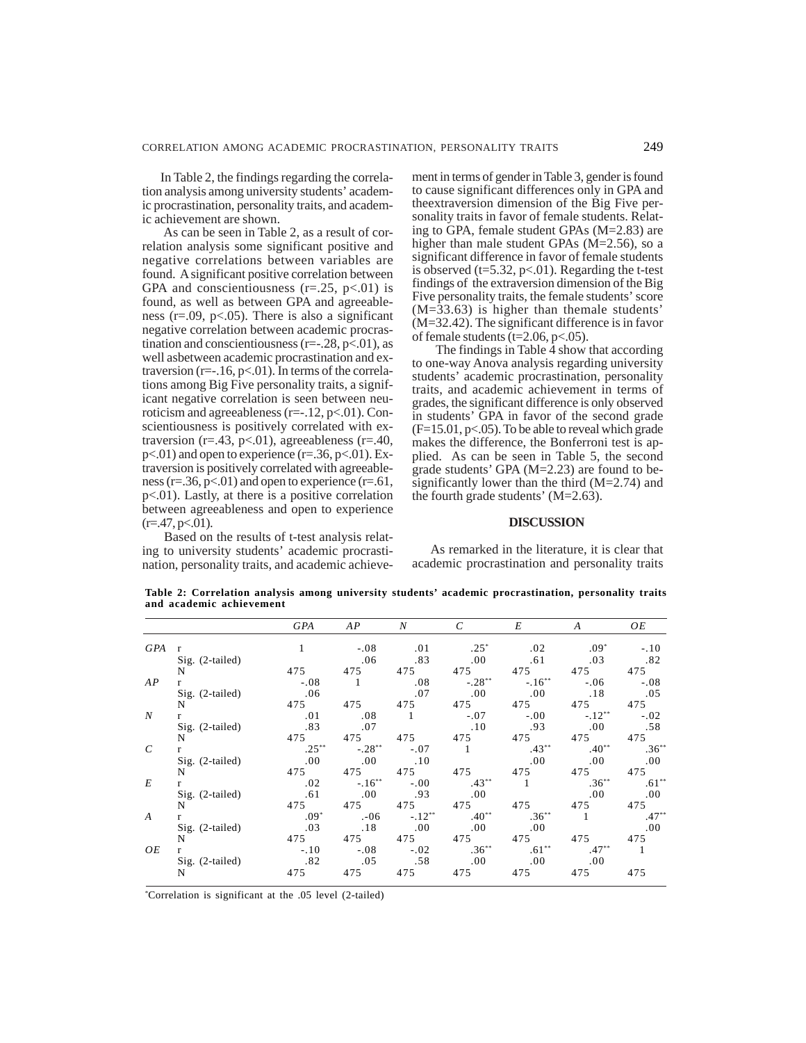In Table 2, the findings regarding the correlation analysis among university students' academic procrastination, personality traits, and academic achievement are shown.

As can be seen in Table 2, as a result of correlation analysis some significant positive and negative correlations between variables are found. A significant positive correlation between GPA and conscientiousness (r=.25, p<.01) is found, as well as between GPA and agreeableness (r=.09, p<.05). There is also a significant negative correlation between academic procrastination and conscientiousness (r=-.28, p<.01), as well asbetween academic procrastination and extraversion (r=-.16, p<.01). In terms of the correlations among Big Five personality traits, a significant negative correlation is seen between neuroticism and agreeableness (r=-.12, p<.01). Conscientiousness is positively correlated with extraversion (r=.43, p<.01), agreeableness (r=.40, p<.01) and open to experience (r=.36, p<.01). Extraversion is positively correlated with agreeableness (r=.36, p<.01) and open to experience (r=.61, p<.01). Lastly, at there is a positive correlation between agreeableness and open to experience (r=.47, p<.01).

Based on the results of t-test analysis relating to university students' academic procrastination, personality traits, and academic achievement in terms of gender in Table 3, gender is found to cause significant differences only in GPA and theextraversion dimension of the Big Five personality traits in favor of female students. Relating to GPA, female student GPAs (M=2.83) are higher than male student GPAs (M=2.56), so a significant difference in favor of female students is observed (t=5.32, p<.01). Regarding the t-test findings of the extraversion dimension of the Big Five personality traits, the female students' score (M=33.63) is higher than themale students' (M=32.42). The significant difference is in favor of female students (t=2.06, p<.05).

The findings in Table 4 show that according to one-way Anova analysis regarding university students' academic procrastination, personality traits, and academic achievement in terms of grades, the significant difference is only observed in students' GPA in favor of the second grade (F=15.01, p<.05). To be able to reveal which grade makes the difference, the Bonferroni test is applied. As can be seen in Table 5, the second grade students' GPA (M=2.23) are found to be significantly lower than the third (M=2.74) and the fourth grade students' (M=2.63).

## DISCUSSION

As remarked in the literature, it is clear that academic procrastination and personality traits

**Table 2: Correlation analysis among university students' academic procrastination, personality traits and academic achievement**

| | | *GPA* | *AP* | *N* | *C* | *E* | *A* | *OE* |
|---|---|---|---|---|---|---|---|---|
| *GPA* | r | 1 | -.08 | .01 | .25* | .02 | .09* | -.10 |
| | Sig. (2-tailed) | | .06 | .83 | .00 | .61 | .03 | .82 |
| | N | 475 | 475 | 475 | 475 | 475 | 475 | 475 |
| *AP* | r | -.08 | 1 | .08 | -.28** | -.16** | -.06 | -.08 |
| | Sig. (2-tailed) | .06 | | .07 | .00 | .00 | .18 | .05 |
| | N | 475 | 475 | 475 | 475 | 475 | 475 | 475 |
| *N* | r | .01 | .08 | 1 | -.07 | -.00 | -.12** | -.02 |
| | Sig. (2-tailed) | .83 | .07 | | .10 | .93 | .00 | .58 |
| | N | 475 | 475 | 475 | 475 | 475 | 475 | 475 |
| *C* | r | .25** | -.28** | -.07 | 1 | .43** | .40** | .36** |
| | Sig. (2-tailed) | .00 | .00 | .10 | | .00 | .00 | .00 |
| | N | 475 | 475 | 475 | 475 | 475 | 475 | 475 |
| *E* | r | .02 | -.16** | -.00 | .43** | 1 | .36** | .61** |
| | Sig. (2-tailed) | .61 | .00 | .93 | .00 | | .00 | .00 |
| | N | 475 | 475 | 475 | 475 | 475 | 475 | 475 |
| *A* | r | .09* | .-06 | -.12** | .40** | .36** | 1 | .47** |
| | Sig. (2-tailed) | .03 | .18 | .00 | .00 | .00 | | .00 |
| | N | 475 | 475 | 475 | 475 | 475 | 475 | 475 |
| *OE* | r | -.10 | -.08 | -.02 | .36** | .61** | .47** | 1 |
| | Sig. (2-tailed) | .82 | .05 | .58 | .00 | .00 | .00 | |
| | N | 475 | 475 | 475 | 475 | 475 | 475 | 475 |

*Correlation is significant at the .05 level (2-tailed)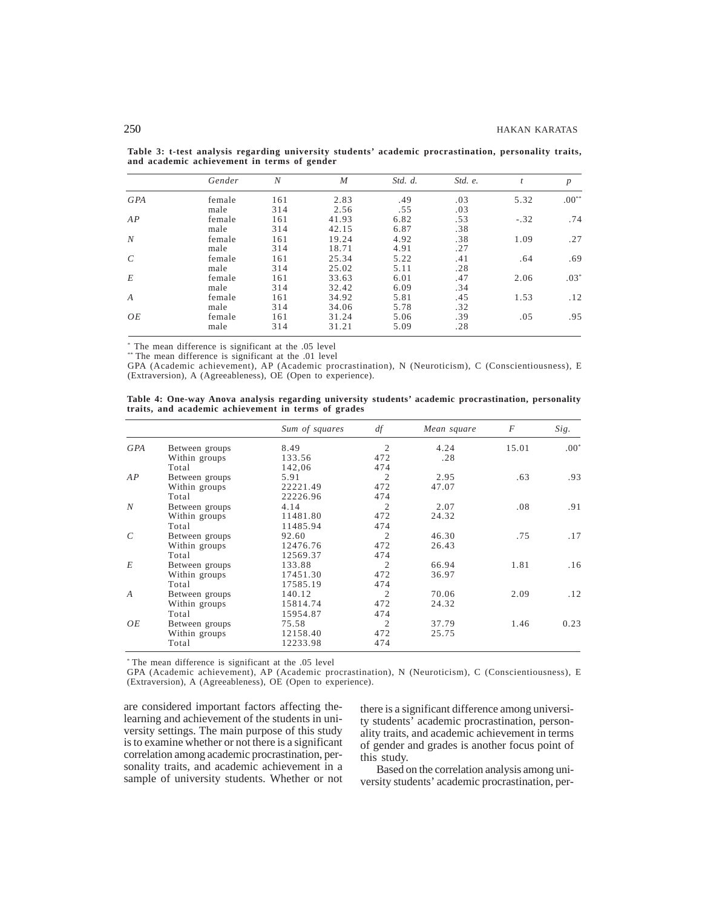**Table 3: t-test analysis regarding university students' academic procrastination, personality traits, and academic achievement in terms of gender**

| | Gender | N | M | Std. d. | Std. e. | t | p |
|---|---|---|---|---|---|---|---|
| *GPA* | female | 161 | 2.83 | .49 | .03 | 5.32 | .00** |
| | male | 314 | 2.56 | .55 | .03 | | |
| *AP* | female | 161 | 41.93 | 6.82 | .53 | -.32 | .74 |
| | male | 314 | 42.15 | 6.87 | .38 | | |
| *N* | female | 161 | 19.24 | 4.92 | .38 | 1.09 | .27 |
| | male | 314 | 18.71 | 4.91 | .27 | | |
| *C* | female | 161 | 25.34 | 5.22 | .41 | .64 | .69 |
| | male | 314 | 25.02 | 5.11 | .28 | | |
| *E* | female | 161 | 33.63 | 6.01 | .47 | 2.06 | .03* |
| | male | 314 | 32.42 | 6.09 | .34 | | |
| *A* | female | 161 | 34.92 | 5.81 | .45 | 1.53 | .12 |
| | male | 314 | 34.06 | 5.78 | .32 | | |
| *OE* | female | 161 | 31.24 | 5.06 | .39 | .05 | .95 |
| | male | 314 | 31.21 | 5.09 | .28 | | |

\* The mean difference is significant at the .05 level
\*\* The mean difference is significant at the .01 level
GPA (Academic achievement), AP (Academic procrastination), N (Neuroticism), C (Conscientiousness), E (Extraversion), A (Agreeableness), OE (Open to experience).

**Table 4: One-way Anova analysis regarding university students' academic procrastination, personality traits, and academic achievement in terms of grades**

| | | Sum of squares | df | Mean square | F | Sig. |
|---|---|---|---|---|---|---|
| *GPA* | Between groups | 8.49 | 2 | 4.24 | 15.01 | .00* |
| | Within groups | 133.56 | 472 | .28 | | |
| | Total | 142,06 | 474 | | | |
| *AP* | Between groups | 5.91 | 2 | 2.95 | .63 | .93 |
| | Within groups | 22221.49 | 472 | 47.07 | | |
| | Total | 22226.96 | 474 | | | |
| *N* | Between groups | 4.14 | 2 | 2.07 | .08 | .91 |
| | Within groups | 11481.80 | 472 | 24.32 | | |
| | Total | 11485.94 | 474 | | | |
| *C* | Between groups | 92.60 | 2 | 46.30 | .75 | .17 |
| | Within groups | 12476.76 | 472 | 26.43 | | |
| | Total | 12569.37 | 474 | | | |
| *E* | Between groups | 133.88 | 2 | 66.94 | 1.81 | .16 |
| | Within groups | 17451.30 | 472 | 36.97 | | |
| | Total | 17585.19 | 474 | | | |
| *A* | Between groups | 140.12 | 2 | 70.06 | 2.09 | .12 |
| | Within groups | 15814.74 | 472 | 24.32 | | |
| | Total | 15954.87 | 474 | | | |
| *OE* | Between groups | 75.58 | 2 | 37.79 | 1.46 | 0.23 |
| | Within groups | 12158.40 | 472 | 25.75 | | |
| | Total | 12233.98 | 474 | | | |

\* The mean difference is significant at the .05 level
GPA (Academic achievement), AP (Academic procrastination), N (Neuroticism), C (Conscientiousness), E (Extraversion), A (Agreeableness), OE (Open to experience).

are considered important factors affecting thelearning and achievement of the students in university settings. The main purpose of this study is to examine whether or not there is a significant correlation among academic procrastination, personality traits, and academic achievement in a sample of university students. Whether or not there is a significant difference among university students' academic procrastination, personality traits, and academic achievement in terms of gender and grades is another focus point of this study.

Based on the correlation analysis among university students' academic procrastination, per-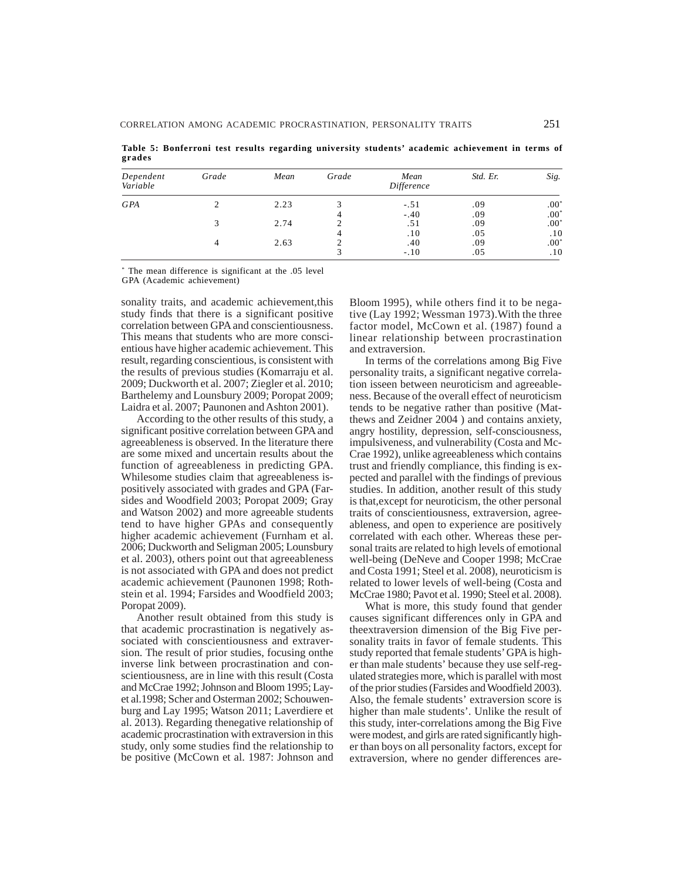**Table 5: Bonferroni test results regarding university students' academic achievement in terms of grades**

| *Dependent Variable* | *Grade* | *Mean* | *Grade* | *Mean Difference* | *Std. Er.* | *Sig.* |
|---|---|---|---|---|---|---|
| *GPA* | 2 | 2.23 | 3 | -.51 | .09 | .00* |
| | | | 4 | -.40 | .09 | .00* |
| | 3 | 2.74 | 2 | .51 | .09 | .00* |
| | | | 4 | .10 | .05 | .10 |
| | 4 | 2.63 | 2 | .40 | .09 | .00* |
| | | | 3 | -.10 | .05 | .10 |

* The mean difference is significant at the .05 level
GPA (Academic achievement)

sonality traits, and academic achievement,this study finds that there is a significant positive correlation between GPA and conscientiousness. This means that students who are more conscientious have higher academic achievement. This result, regarding conscientious, is consistent with the results of previous studies (Komarraju et al. 2009; Duckworth et al. 2007; Ziegler et al. 2010; Barthelemy and Lounsbury 2009; Poropat 2009; Laidra et al. 2007; Paunonen and Ashton 2001).

According to the other results of this study, a significant positive correlation between GPA and agreeableness is observed. In the literature there are some mixed and uncertain results about the function of agreeableness in predicting GPA. Whilesome studies claim that agreeableness ispositively associated with grades and GPA (Farsides and Woodfield 2003; Poropat 2009; Gray and Watson 2002) and more agreeable students tend to have higher GPAs and consequently higher academic achievement (Furnham et al. 2006; Duckworth and Seligman 2005; Lounsbury et al. 2003), others point out that agreeableness is not associated with GPA and does not predict academic achievement (Paunonen 1998; Rothstein et al. 1994; Farsides and Woodfield 2003; Poropat 2009).

Another result obtained from this study is that academic procrastination is negatively associated with conscientiousness and extraversion. The result of prior studies, focusing onthe inverse link between procrastination and conscientiousness, are in line with this result (Costa and McCrae 1992; Johnson and Bloom 1995; Layet al.1998; Scher and Osterman 2002; Schouwenburg and Lay 1995; Watson 2011; Laverdiere et al. 2013). Regarding thenegative relationship of academic procrastination with extraversion in this study, only some studies find the relationship to be positive (McCown et al. 1987: Johnson and Bloom 1995), while others find it to be negative (Lay 1992; Wessman 1973).With the three factor model, McCown et al. (1987) found a linear relationship between procrastination and extraversion.

In terms of the correlations among Big Five personality traits, a significant negative correlation isseen between neuroticism and agreeableness. Because of the overall effect of neuroticism tends to be negative rather than positive (Matthews and Zeidner 2004 ) and contains anxiety, angry hostility, depression, self-consciousness, impulsiveness, and vulnerability (Costa and McCrae 1992), unlike agreeableness which contains trust and friendly compliance, this finding is expected and parallel with the findings of previous studies. In addition, another result of this study is that,except for neuroticism, the other personal traits of conscientiousness, extraversion, agreeableness, and open to experience are positively correlated with each other. Whereas these personal traits are related to high levels of emotional well-being (DeNeve and Cooper 1998; McCrae and Costa 1991; Steel et al. 2008), neuroticism is related to lower levels of well-being (Costa and McCrae 1980; Pavot et al. 1990; Steel et al. 2008).

What is more, this study found that gender causes significant differences only in GPA and theextraversion dimension of the Big Five personality traits in favor of female students. This study reported that female students' GPA is higher than male students' because they use self-regulated strategies more, which is parallel with most of the prior studies (Farsides and Woodfield 2003). Also, the female students' extraversion score is higher than male students'. Unlike the result of this study, inter-correlations among the Big Five were modest, and girls are rated significantly higher than boys on all personality factors, except for extraversion, where no gender differences are-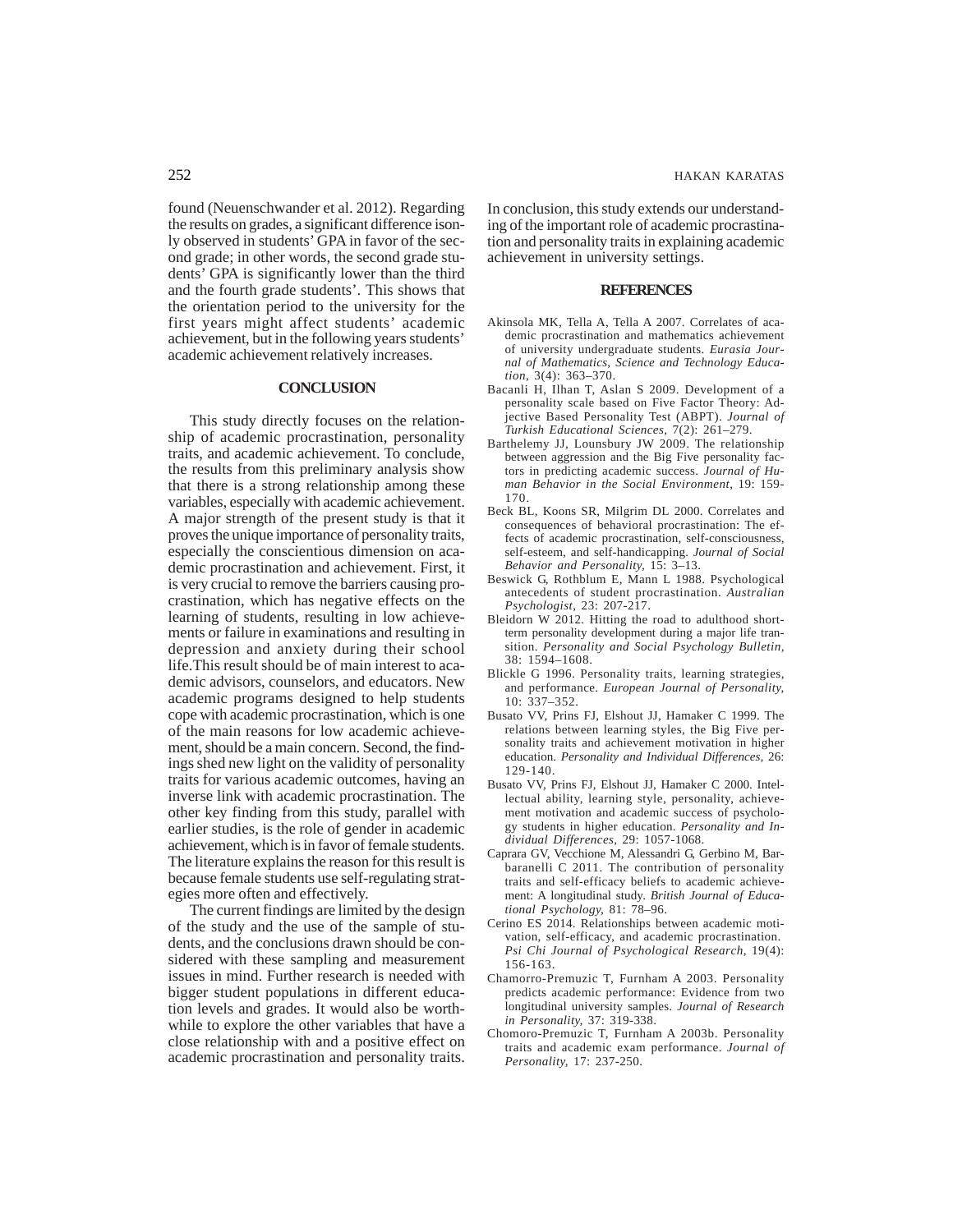found (Neuenschwander et al. 2012). Regarding the results on grades, a significant difference isonly observed in students' GPA in favor of the second grade; in other words, the second grade students' GPA is significantly lower than the third and the fourth grade students'. This shows that the orientation period to the university for the first years might affect students' academic achievement, but in the following years students' academic achievement relatively increases.

## CONCLUSION

This study directly focuses on the relationship of academic procrastination, personality traits, and academic achievement. To conclude, the results from this preliminary analysis show that there is a strong relationship among these variables, especially with academic achievement. A major strength of the present study is that it proves the unique importance of personality traits, especially the conscientious dimension on academic procrastination and achievement. First, it is very crucial to remove the barriers causing procrastination, which has negative effects on the learning of students, resulting in low achievements or failure in examinations and resulting in depression and anxiety during their school life.This result should be of main interest to academic advisors, counselors, and educators. New academic programs designed to help students cope with academic procrastination, which is one of the main reasons for low academic achievement, should be a main concern. Second, the findings shed new light on the validity of personality traits for various academic outcomes, having an inverse link with academic procrastination. The other key finding from this study, parallel with earlier studies, is the role of gender in academic achievement, which is in favor of female students. The literature explains the reason for this result is because female students use self-regulating strategies more often and effectively.

The current findings are limited by the design of the study and the use of the sample of students, and the conclusions drawn should be considered with these sampling and measurement issues in mind. Further research is needed with bigger student populations in different education levels and grades. It would also be worthwhile to explore the other variables that have a close relationship with and a positive effect on academic procrastination and personality traits. In conclusion, this study extends our understanding of the important role of academic procrastination and personality traits in explaining academic achievement in university settings.

## REFERENCES

Akinsola MK, Tella A, Tella A 2007. Correlates of academic procrastination and mathematics achievement of university undergraduate students. *Eurasia Journal of Mathematics, Science and Technology Education*, 3(4): 363–370.

Bacanli H, Ilhan T, Aslan S 2009. Development of a personality scale based on Five Factor Theory: Adjective Based Personality Test (ABPT). *Journal of Turkish Educational Sciences*, 7(2): 261–279.

Barthelemy JJ, Lounsbury JW 2009. The relationship between aggression and the Big Five personality factors in predicting academic success. *Journal of Human Behavior in the Social Environment*, 19: 159-170.

Beck BL, Koons SR, Milgrim DL 2000. Correlates and consequences of behavioral procrastination: The effects of academic procrastination, self-consciousness, self-esteem, and self-handicapping. *Journal of Social Behavior and Personality*, 15: 3–13.

Beswick G, Rothblum E, Mann L 1988. Psychological antecedents of student procrastination. *Australian Psychologist*, 23: 207-217.

Bleidorn W 2012. Hitting the road to adulthood short-term personality development during a major life transition. *Personality and Social Psychology Bulletin*, 38: 1594–1608.

Blickle G 1996. Personality traits, learning strategies, and performance. *European Journal of Personality*, 10: 337–352.

Busato VV, Prins FJ, Elshout JJ, Hamaker C 1999. The relations between learning styles, the Big Five personality traits and achievement motivation in higher education. *Personality and Individual Differences*, 26: 129-140.

Busato VV, Prins FJ, Elshout JJ, Hamaker C 2000. Intellectual ability, learning style, personality, achievement motivation and academic success of psychology students in higher education. *Personality and Individual Differences*, 29: 1057-1068.

Caprara GV, Vecchione M, Alessandri G, Gerbino M, Barbaranelli C 2011. The contribution of personality traits and self-efficacy beliefs to academic achievement: A longitudinal study. *British Journal of Educational Psychology*, 81: 78–96.

Cerino ES 2014. Relationships between academic motivation, self-efficacy, and academic procrastination. *Psi Chi Journal of Psychological Research*, 19(4): 156-163.

Chamorro-Premuzic T, Furnham A 2003. Personality predicts academic performance: Evidence from two longitudinal university samples. *Journal of Research in Personality*, 37: 319-338.

Chomoro-Premuzic T, Furnham A 2003b. Personality traits and academic exam performance. *Journal of Personality*, 17: 237-250.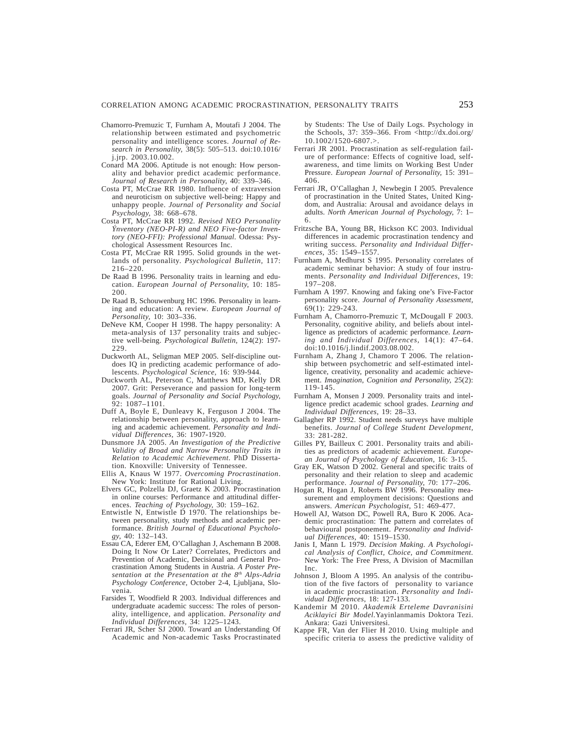Chamorro-Premuzic T, Furnham A, Moutafi J 2004. The relationship between estimated and psychometric personality and intelligence scores. *Journal of Research in Personality*, 38(5): 505–513. doi:10.1016/j.jrp. 2003.10.002.

Conard MA 2006. Aptitude is not enough: How personality and behavior predict academic performance. *Journal of Research in Personality*, 40: 339–346.

Costa PT, McCrae RR 1980. Influence of extraversion and neuroticism on subjective well-being: Happy and unhappy people. *Journal of Personality and Social Psychology*, 38: 668–678.

Costa PT, McCrae RR 1992. *Revised NEO Personality Ýnventory (NEO-PI-R) and NEO Five-factor Inventory (NEO-FFI): Professional Manual*. Odessa: Psychological Assessment Resources Inc.

Costa PT, McCrae RR 1995. Solid grounds in the wetlands of personality. *Psychological Bulletin*, 117: 216–220.

De Raad B 1996. Personality traits in learning and education. *European Journal of Personality*, 10: 185-200.

De Raad B, Schouwenburg HC 1996. Personality in learning and education: A review. *European Journal of Personality*, 10: 303–336.

DeNeve KM, Cooper H 1998. The happy personality: A meta-analysis of 137 personality traits and subjective well-being. *Psychological Bulletin*, 124(2): 197-229.

Duckworth AL, Seligman MEP 2005. Self-discipline outdoes IQ in predicting academic performance of adolescents. *Psychological Science*, 16: 939-944.

Duckworth AL, Peterson C, Matthews MD, Kelly DR 2007. Grit: Perseverance and passion for long-term goals. *Journal of Personality and Social Psychology*, 92: 1087–1101.

Duff A, Boyle E, Dunleavy K, Ferguson J 2004. The relationship between personality, approach to learning and academic achievement. *Personality and Individual Differences*, 36: 1907-1920.

Dunsmore JA 2005. *An Investigation of the Predictive Validity of Broad and Narrow Personality Traits in Relation to Academic Achievement*. PhD Dissertation. Knoxville: University of Tennessee.

Ellis A, Knaus W 1977. *Overcoming Procrastination*. New York: Institute for Rational Living.

Elvers GC, Polzella DJ, Graetz K 2003. Procrastination in online courses: Performance and attitudinal differences. *Teaching of Psychology*, 30: 159–162.

Entwistle N, Entwistle D 1970. The relationships between personality, study methods and academic performance. *British Journal of Educational Psychology*, 40: 132–143.

Essau CA, Ederer EM, O'Callaghan J, Aschemann B 2008. Doing It Now Or Later? Correlates, Predictors and Prevention of Academic, Decisional and General Procrastination Among Students in Austria. *A Poster Presentation at the Presentation at the 8th Alps-Adria Psychology Conference*, October 2-4, Ljubljana, Slovenia.

Farsides T, Woodfield R 2003. Individual differences and undergraduate academic success: The roles of personality, intelligence, and application. *Personality and Individual Differences*, 34: 1225–1243.

Ferrari JR, Scher SJ 2000. Toward an Understanding Of Academic and Non-academic Tasks Procrastinated by Students: The Use of Daily Logs. Psychology in the Schools, 37: 359–366. From <http://dx.doi.org/10.1002/1520-6807.>.

Ferrari JR 2001. Procrastination as self-regulation failure of performance: Effects of cognitive load, self-awareness, and time limits on Working Best Under Pressure. *European Journal of Personality*, 15: 391–406.

Ferrari JR, O'Callaghan J, Newbegin I 2005. Prevalence of procrastination in the United States, United Kingdom, and Australia: Arousal and avoidance delays in adults. *North American Journal of Psychology*, 7: 1–6.

Fritzsche BA, Young BR, Hickson KC 2003. Individual differences in academic procrastination tendency and writing success. *Personality and Individual Differences*, 35: 1549–1557.

Furnham A, Medhurst S 1995. Personality correlates of academic seminar behavior: A study of four instruments. *Personality and Individual Differences*, 19: 197–208.

Furnham A 1997. Knowing and faking one's Five-Factor personality score. *Journal of Personality Assessment*, 69(1): 229-243.

Furnham A, Chamorro-Premuzic T, McDougall F 2003. Personality, cognitive ability, and beliefs about intelligence as predictors of academic performance. *Learning and Individual Differences*, 14(1): 47–64. doi:10.1016/j.lindif.2003.08.002.

Furnham A, Zhang J, Chamoro T 2006. The relationship between psychometric and self-estimated intelligence, creativity, personality and academic achievement. *Imagination, Cognition and Personality*, 25(2): 119-145.

Furnham A, Monsen J 2009. Personality traits and intelligence predict academic school grades. *Learning and Individual Differences*, 19: 28–33.

Gallagher RP 1992. Student needs surveys have multiple benefits. *Journal of College Student Development*, 33: 281-282.

Gilles PY, Bailleux C 2001. Personality traits and abilities as predictors of academic achievement. *European Journal of Psychology of Education*, 16: 3-15.

Gray EK, Watson D 2002. General and specific traits of personality and their relation to sleep and academic performance. *Journal of Personality*, 70: 177–206.

Hogan R, Hogan J, Roberts BW 1996. Personality measurement and employment decisions: Questions and answers. *American Psychologist*, 51: 469-477.

Howell AJ, Watson DC, Powell RA, Buro K 2006. Academic procrastination: The pattern and correlates of behavioural postponement. *Personality and Individual Differences*, 40: 1519–1530.

Janis I, Mann L 1979. *Decision Making. A Psychological Analysis of Conflict, Choice, and Commitment*. New York: The Free Press, A Division of Macmillan Inc.

Johnson J, Bloom A 1995. An analysis of the contribution of the five factors of personality to variance in academic procrastination. *Personality and Individual Differences*, 18: 127-133.

Kandemir M 2010. *Akademik Erteleme Davranisini Aciklayici Bir Model*.Yayinlanmamis Doktora Tezi. Ankara: Gazi Universitesi.

Kappe FR, Van der Flier H 2010. Using multiple and specific criteria to assess the predictive validity of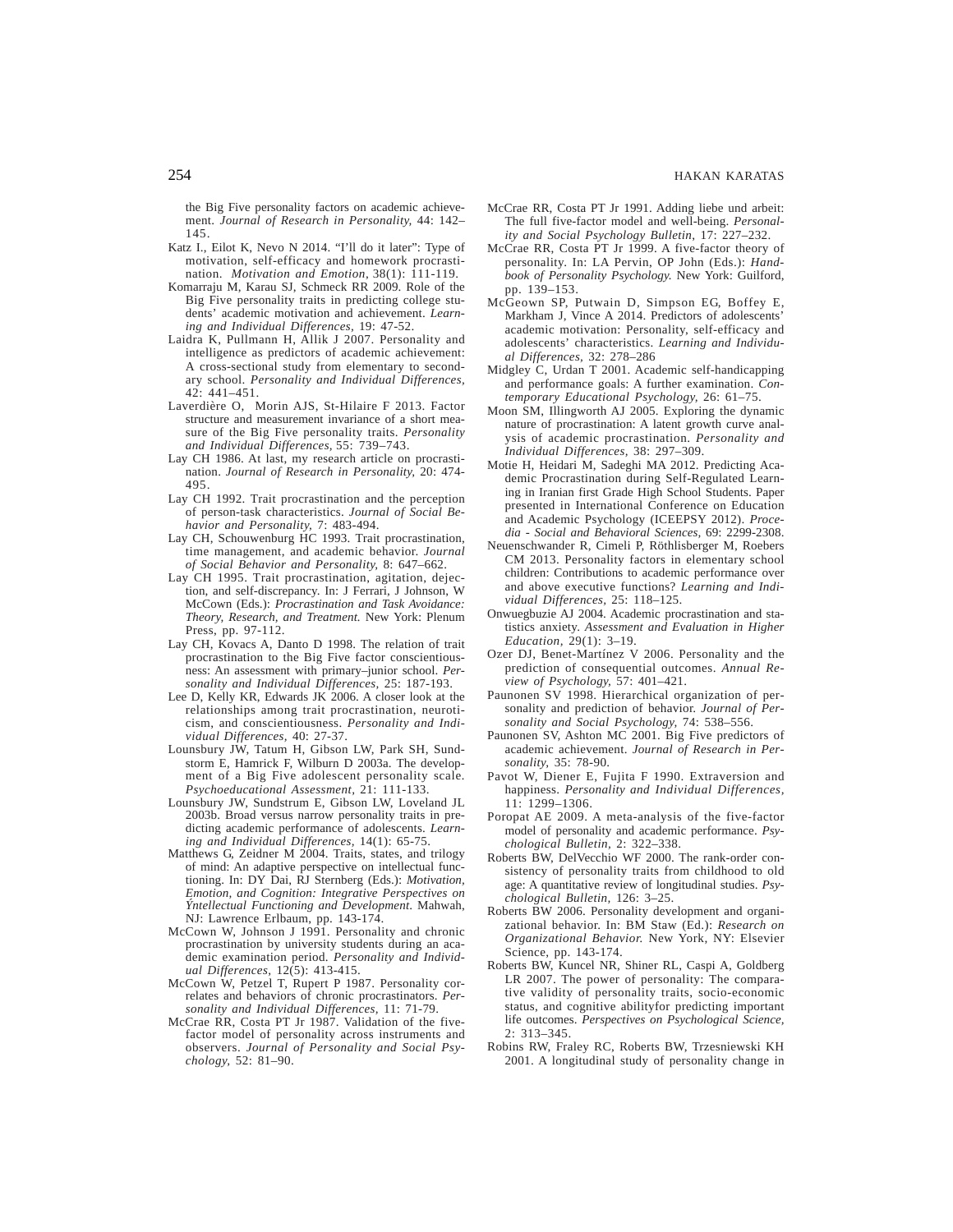the Big Five personality factors on academic achievement. *Journal of Research in Personality,* 44: 142–145.

Katz I., Eilot K, Nevo N 2014. "I'll do it later": Type of motivation, self-efficacy and homework procrastination. *Motivation and Emotion*, 38(1): 111-119.

Komarraju M, Karau SJ, Schmeck RR 2009. Role of the Big Five personality traits in predicting college students' academic motivation and achievement. *Learning and Individual Differences,* 19: 47-52.

Laidra K, Pullmann H, Allik J 2007. Personality and intelligence as predictors of academic achievement: A cross-sectional study from elementary to secondary school. *Personality and Individual Differences,* 42: 441–451.

Laverdière O, Morin AJS, St-Hilaire F 2013. Factor structure and measurement invariance of a short measure of the Big Five personality traits. *Personality and Individual Differences,* 55: 739–743.

Lay CH 1986. At last, my research article on procrastination. *Journal of Research in Personality,* 20: 474-495.

Lay CH 1992. Trait procrastination and the perception of person-task characteristics. *Journal of Social Behavior and Personality,* 7: 483-494.

Lay CH, Schouwenburg HC 1993. Trait procrastination, time management, and academic behavior. *Journal of Social Behavior and Personality,* 8: 647–662.

Lay CH 1995. Trait procrastination, agitation, dejection, and self-discrepancy. In: J Ferrari, J Johnson, W McCown (Eds.): *Procrastination and Task Avoidance: Theory, Research, and Treatment.* New York: Plenum Press, pp. 97-112.

Lay CH, Kovacs A, Danto D 1998. The relation of trait procrastination to the Big Five factor conscientiousness: An assessment with primary–junior school. *Personality and Individual Differences,* 25: 187-193.

Lee D, Kelly KR, Edwards JK 2006. A closer look at the relationships among trait procrastination, neuroticism, and conscientiousness. *Personality and Individual Differences,* 40: 27-37.

Lounsbury JW, Tatum H, Gibson LW, Park SH, Sundstorm E, Hamrick F, Wilburn D 2003a. The development of a Big Five adolescent personality scale. *Psychoeducational Assessment,* 21: 111-133.

Lounsbury JW, Sundstrum E, Gibson LW, Loveland JL 2003b. Broad versus narrow personality traits in predicting academic performance of adolescents. *Learning and Individual Differences,* 14(1): 65-75.

Matthews G, Zeidner M 2004. Traits, states, and trilogy of mind: An adaptive perspective on intellectual functioning. In: DY Dai, RJ Sternberg (Eds.): *Motivation, Emotion, and Cognition: Integrative Perspectives on Ýntellectual Functioning and Development.* Mahwah, NJ: Lawrence Erlbaum, pp. 143-174.

McCown W, Johnson J 1991. Personality and chronic procrastination by university students during an academic examination period. *Personality and Individual Differences,* 12(5): 413-415.

McCown W, Petzel T, Rupert P 1987. Personality correlates and behaviors of chronic procrastinators. *Personality and Individual Differences,* 11: 71-79.

McCrae RR, Costa PT Jr 1987. Validation of the five-factor model of personality across instruments and observers. *Journal of Personality and Social Psychology,* 52: 81–90.

McCrae RR, Costa PT Jr 1991. Adding liebe und arbeit: The full five-factor model and well-being. *Personality and Social Psychology Bulletin,* 17: 227–232.

McCrae RR, Costa PT Jr 1999. A five-factor theory of personality. In: LA Pervin, OP John (Eds.): *Handbook of Personality Psychology.* New York: Guilford, pp. 139–153.

McGeown SP, Putwain D, Simpson EG, Boffey E, Markham J, Vince A 2014. Predictors of adolescents' academic motivation: Personality, self-efficacy and adolescents' characteristics. *Learning and Individual Differences,* 32: 278–286

Midgley C, Urdan T 2001. Academic self-handicapping and performance goals: A further examination. *Contemporary Educational Psychology,* 26: 61–75.

Moon SM, Illingworth AJ 2005. Exploring the dynamic nature of procrastination: A latent growth curve analysis of academic procrastination. *Personality and Individual Differences,* 38: 297–309.

Motie H, Heidari M, Sadeghi MA 2012. Predicting Academic Procrastination during Self-Regulated Learning in Iranian first Grade High School Students. Paper presented in International Conference on Education and Academic Psychology (ICEEPSY 2012). *Procedia - Social and Behavioral Sciences,* 69: 2299-2308.

Neuenschwander R, Cimeli P, Röthlisberger M, Roebers CM 2013. Personality factors in elementary school children: Contributions to academic performance over and above executive functions? *Learning and Individual Differences,* 25: 118–125.

Onwuegbuzie AJ 2004. Academic procrastination and statistics anxiety. *Assessment and Evaluation in Higher Education,* 29(1): 3–19.

Ozer DJ, Benet-Martínez V 2006. Personality and the prediction of consequential outcomes. *Annual Review of Psychology,* 57: 401–421.

Paunonen SV 1998. Hierarchical organization of personality and prediction of behavior. *Journal of Personality and Social Psychology,* 74: 538–556.

Paunonen SV, Ashton MC 2001. Big Five predictors of academic achievement. *Journal of Research in Personality,* 35: 78-90.

Pavot W, Diener E, Fujita F 1990. Extraversion and happiness. *Personality and Individual Differences,* 11: 1299–1306.

Poropat AE 2009. A meta-analysis of the five-factor model of personality and academic performance. *Psychological Bulletin,* 2: 322–338.

Roberts BW, DelVecchio WF 2000. The rank-order consistency of personality traits from childhood to old age: A quantitative review of longitudinal studies. *Psychological Bulletin,* 126: 3–25.

Roberts BW 2006. Personality development and organizational behavior. In: BM Staw (Ed.): *Research on Organizational Behavior.* New York, NY: Elsevier Science, pp. 143-174.

Roberts BW, Kuncel NR, Shiner RL, Caspi A, Goldberg LR 2007. The power of personality: The comparative validity of personality traits, socio-economic status, and cognitive abilityfor predicting important life outcomes. *Perspectives on Psychological Science,* 2: 313–345.

Robins RW, Fraley RC, Roberts BW, Trzesniewski KH 2001. A longitudinal study of personality change in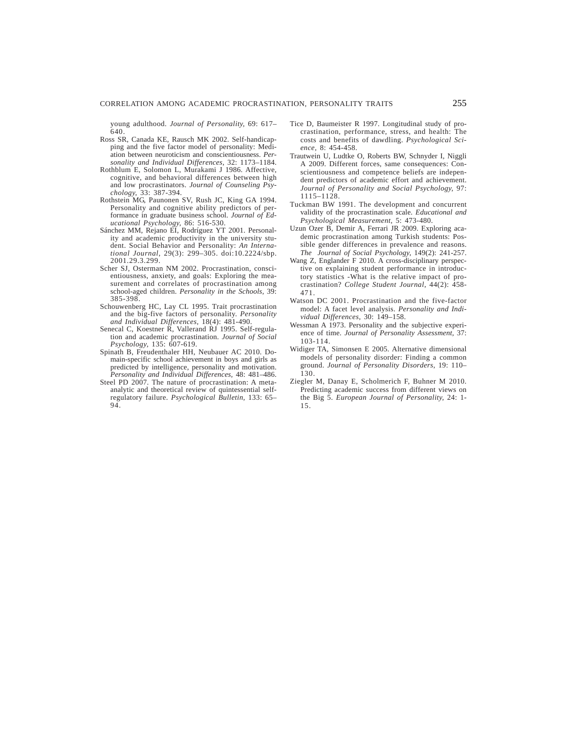young adulthood. *Journal of Personality,* 69: 617–640.

Ross SR, Canada KE, Rausch MK 2002. Self-handicapping and the five factor model of personality: Mediation between neuroticism and conscientiousness. *Personality and Individual Differences,* 32: 1173–1184.

Rothblum E, Solomon L, Murakami J 1986. Affective, cognitive, and behavioral differences between high and low procrastinators. *Journal of Counseling Psychology,* 33: 387-394.

Rothstein MG, Paunonen SV, Rush JC, King GA 1994. Personality and cognitive ability predictors of performance in graduate business school. *Journal of Educational Psychology,* 86: 516-530.

Sánchez MM, Rejano EI, Rodríguez YT 2001. Personality and academic productivity in the university student. Social Behavior and Personality: *An International Journal,* 29(3): 299–305. doi:10.2224/sbp.2001.29.3.299.

Scher SJ, Osterman NM 2002. Procrastination, conscientiousness, anxiety, and goals: Exploring the measurement and correlates of procrastination among school-aged children. *Personality in the Schools,* 39: 385-398.

Schouwenberg HC, Lay CL 1995. Trait procrastination and the big-five factors of personality. *Personality and Individual Differences,* 18(4): 481-490.

Senecal C, Koestner R, Vallerand RJ 1995. Self-regulation and academic procrastination. *Journal of Social Psychology,* 135: 607-619.

Spinath B, Freudenthaler HH, Neubauer AC 2010. Domain-specific school achievement in boys and girls as predicted by intelligence, personality and motivation. *Personality and Individual Differences,* 48: 481–486.

Steel PD 2007. The nature of procrastination: A meta-analytic and theoretical review of quintessential self-regulatory failure. *Psychological Bulletin,* 133: 65–94.

Tice D, Baumeister R 1997. Longitudinal study of procrastination, performance, stress, and health: The costs and benefits of dawdling. *Psychological Science,* 8: 454-458.

Trautwein U, Ludtke O, Roberts BW, Schnyder I, Niggli A 2009. Different forces, same consequences: Conscientiousness and competence beliefs are independent predictors of academic effort and achievement. *Journal of Personality and Social Psychology,* 97: 1115–1128.

Tuckman BW 1991. The development and concurrent validity of the procrastination scale. *Educational and Psychological Measurement,* 5: 473-480.

Uzun Ozer B, Demir A, Ferrari JR 2009. Exploring academic procrastination among Turkish students: Possible gender differences in prevalence and reasons. *The Journal of Social Psychology,* 149(2): 241-257.

Wang Z, Englander F 2010. A cross-disciplinary perspective on explaining student performance in introductory statistics -What is the relative impact of procrastination? *College Student Journal,* 44(2): 458-471.

Watson DC 2001. Procrastination and the five-factor model: A facet level analysis. *Personality and Individual Differences,* 30: 149–158.

Wessman A 1973. Personality and the subjective experience of time. *Journal of Personality Assessment,* 37: 103-114.

Widiger TA, Simonsen E 2005. Alternative dimensional models of personality disorder: Finding a common ground. *Journal of Personality Disorders,* 19: 110–130.

Ziegler M, Danay E, Scholmerich F, Buhner M 2010. Predicting academic success from different views on the Big 5. *European Journal of Personality,* 24: 1-15.